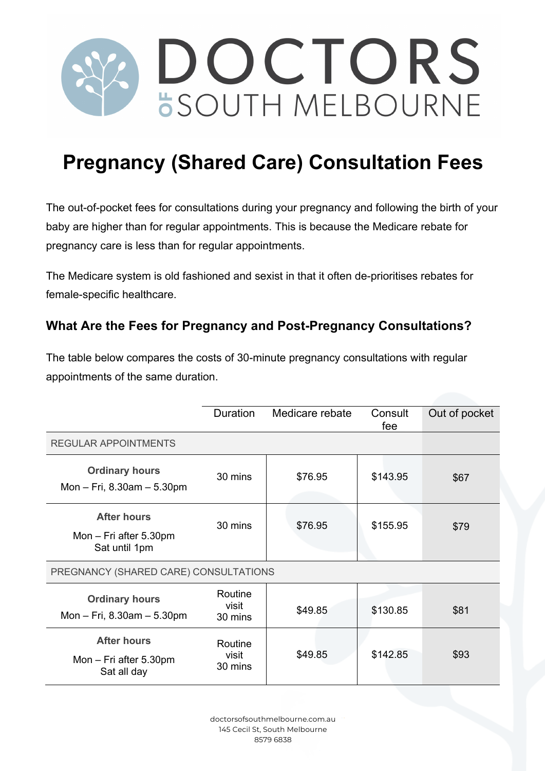# DOCTORS OF SOUTH MELBOURNE

# Pregnancy (Shared Care) Consultation Fees

The out-of-pocket fees for consultations during your pregnancy and following the birth of your baby are higher than for regular appointments. This is because the Medicare rebate for pregnancy care is less than for regular appointments.

The Medicare system is old fashioned and sexist in that it often de-prioritises rebates for female-specific healthcare.

### What Are the Fees for Pregnancy and Post-Pregnancy Consultations?

The table below compares the costs of 30-minute pregnancy consultations with regular appointments of the same duration.

| | Duration | Medicare rebate | Consult fee | Out of pocket |
|---|---|---|---|---|
| REGULAR APPOINTMENTS | | | | |
| **Ordinary hours** Mon – Fri, 8.30am – 5.30pm | 30 mins | $76.95 | $143.95 | $67 |
| **After hours** Mon – Fri after 5.30pm Sat until 1pm | 30 mins | $76.95 | $155.95 | $79 |
| PREGNANCY (SHARED CARE) CONSULTATIONS | | | | |
| **Ordinary hours** Mon – Fri, 8.30am – 5.30pm | Routine visit 30 mins | $49.85 | $130.85 | $81 |
| **After hours** Mon – Fri after 5.30pm Sat all day | Routine visit 30 mins | $49.85 | $142.85 | $93 |

doctorsofsouthmelbourne.com.au
145 Cecil St, South Melbourne
8579 6838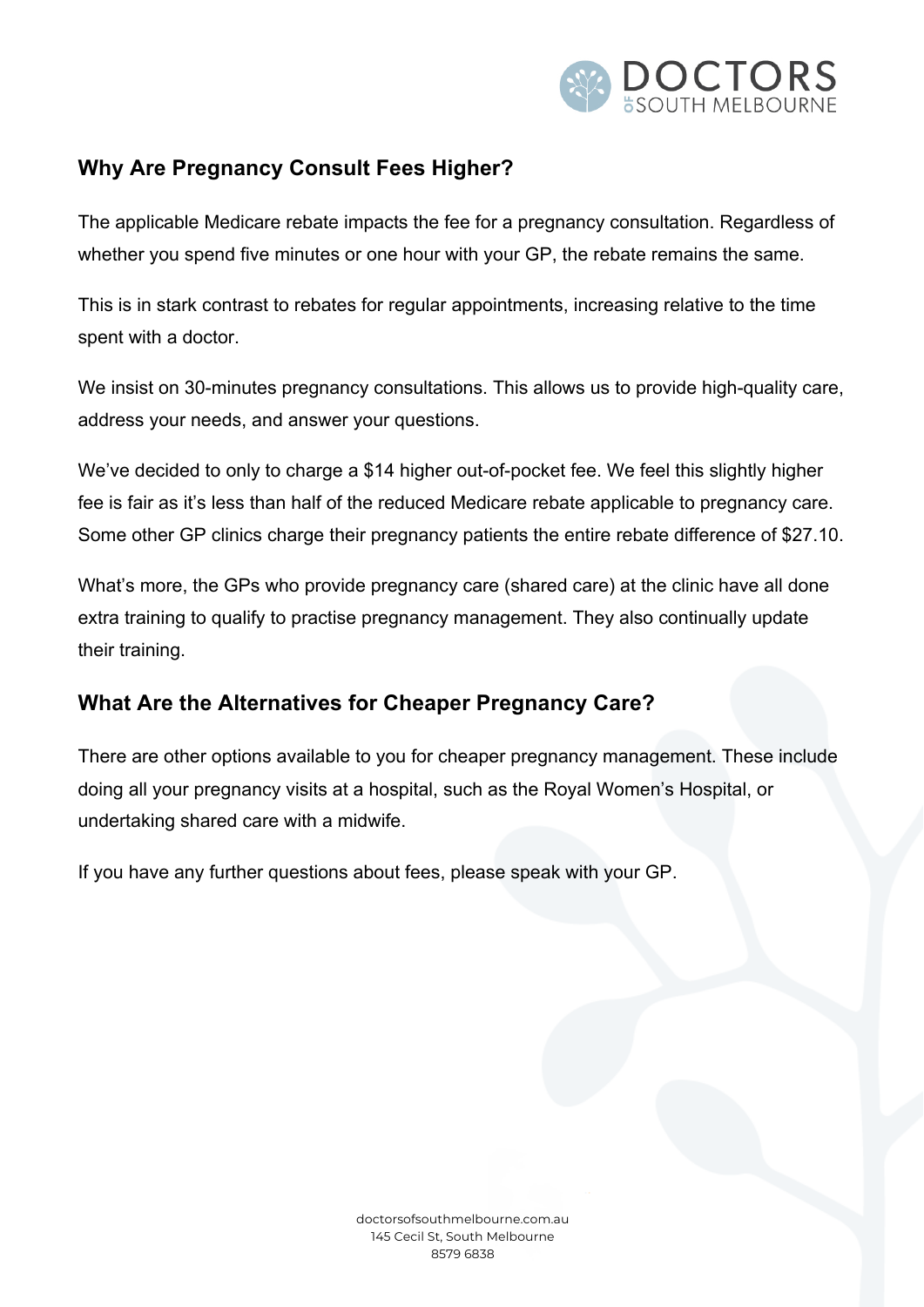## Why Are Pregnancy Consult Fees Higher?

The applicable Medicare rebate impacts the fee for a pregnancy consultation. Regardless of whether you spend five minutes or one hour with your GP, the rebate remains the same.

This is in stark contrast to rebates for regular appointments, increasing relative to the time spent with a doctor.

We insist on 30-minutes pregnancy consultations. This allows us to provide high-quality care, address your needs, and answer your questions.

We've decided to only to charge a $14 higher out-of-pocket fee. We feel this slightly higher fee is fair as it's less than half of the reduced Medicare rebate applicable to pregnancy care. Some other GP clinics charge their pregnancy patients the entire rebate difference of $27.10.

What's more, the GPs who provide pregnancy care (shared care) at the clinic have all done extra training to qualify to practise pregnancy management. They also continually update their training.

## What Are the Alternatives for Cheaper Pregnancy Care?

There are other options available to you for cheaper pregnancy management. These include doing all your pregnancy visits at a hospital, such as the Royal Women's Hospital, or undertaking shared care with a midwife.

If you have any further questions about fees, please speak with your GP.